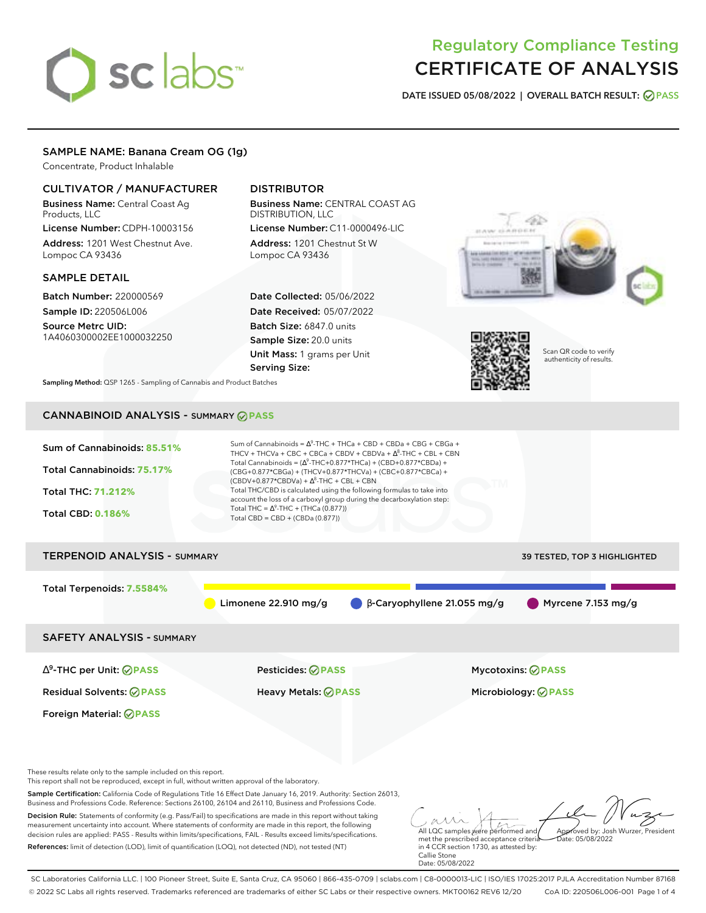# Regulatory Compliance Testing
# CERTIFICATE OF ANALYSIS

**DATE ISSUED 05/08/2022 | OVERALL BATCH RESULT: PASS**

## SAMPLE NAME: Banana Cream OG (1g)

Concentrate, Product Inhalable

### CULTIVATOR / MANUFACTURER

**Business Name:** Central Coast Ag Products, LLC
**License Number:** CDPH-10003156
**Address:** 1201 West Chestnut Ave. Lompoc CA 93436

### DISTRIBUTOR

**Business Name:** CENTRAL COAST AG DISTRIBUTION, LLC
**License Number:** C11-0000496-LIC
**Address:** 1201 Chestnut St W Lompoc CA 93436

### SAMPLE DETAIL

**Batch Number:** 220000569
**Sample ID:** 220506L006
**Source Metrc UID:** 1A4060300002EE1000032250

**Date Collected:** 05/06/2022
**Date Received:** 05/07/2022
**Batch Size:** 6847.0 units
**Sample Size:** 20.0 units
**Unit Mass:** 1 grams per Unit
**Serving Size:**

Scan QR code to verify authenticity of results.

**Sampling Method:** QSP 1265 - Sampling of Cannabis and Product Batches

## CANNABINOID ANALYSIS - SUMMARY PASS

**Sum of Cannabinoids: 85.51%**
**Total Cannabinoids: 75.17%**
**Total THC: 71.212%**
**Total CBD: 0.186%**

Sum of Cannabinoids = $\Delta^9$-THC + THCa + CBD + CBDa + CBG + CBGa + THCV + THCVa + CBC + CBCa + CBDV + CBDVa + $\Delta^8$-THC + CBL + CBN
Total Cannabinoids = ($\Delta^9$-THC+0.877*THCa) + (CBD+0.877*CBDa) + (CBG+0.877*CBGa) + (THCV+0.877*THCVa) + (CBC+0.877*CBCa) + (CBDV+0.877*CBDVa) + $\Delta^8$-THC + CBL + CBN
Total THC/CBD is calculated using the following formulas to take into account the loss of a carboxyl group during the decarboxylation step:
Total THC = $\Delta^9$-THC + (THCa (0.877))
Total CBD = CBD + (CBDa (0.877))

## TERPENOID ANALYSIS - SUMMARY

39 TESTED, TOP 3 HIGHLIGHTED

**Total Terpenoids: 7.5584%**

Limonene 22.910 mg/g | β-Caryophyllene 21.055 mg/g | Myrcene 7.153 mg/g

## SAFETY ANALYSIS - SUMMARY

| | | |
|---|---|---|
| $\Delta^9$-THC per Unit: PASS | Pesticides: PASS | Mycotoxins: PASS |
| Residual Solvents: PASS | Heavy Metals: PASS | Microbiology: PASS |
| Foreign Material: PASS | | |

These results relate only to the sample included on this report.
This report shall not be reproduced, except in full, without written approval of the laboratory.

**Sample Certification:** California Code of Regulations Title 16 Effect Date January 16, 2019. Authority: Section 26013, Business and Professions Code. Reference: Sections 26100, 26104 and 26110, Business and Professions Code.

**Decision Rule:** Statements of conformity (e.g. Pass/Fail) to specifications are made in this report without taking measurement uncertainty into account. Where statements of conformity are made in this report, the following decision rules are applied: PASS - Results within limits/specifications, FAIL - Results exceed limits/specifications.

**References:** limit of detection (LOD), limit of quantification (LOQ), not detected (ND), not tested (NT)

All LQC samples were performed and met the prescribed acceptance criteria in 4 CCR section 1730, as attested by: Callie Stone
Date: 05/08/2022

Approved by: Josh Wurzer, President
Date: 05/08/2022

SC Laboratories California LLC. | 100 Pioneer Street, Suite E, Santa Cruz, CA 95060 | 866-435-0709 | sclabs.com | C8-0000013-LIC | ISO/IES 17025:2017 PJLA Accreditation Number 87168
© 2022 SC Labs all rights reserved. Trademarks referenced are trademarks of either SC Labs or their respective owners. MKT00162 REV6 12/20 CoA ID: 220506L006-001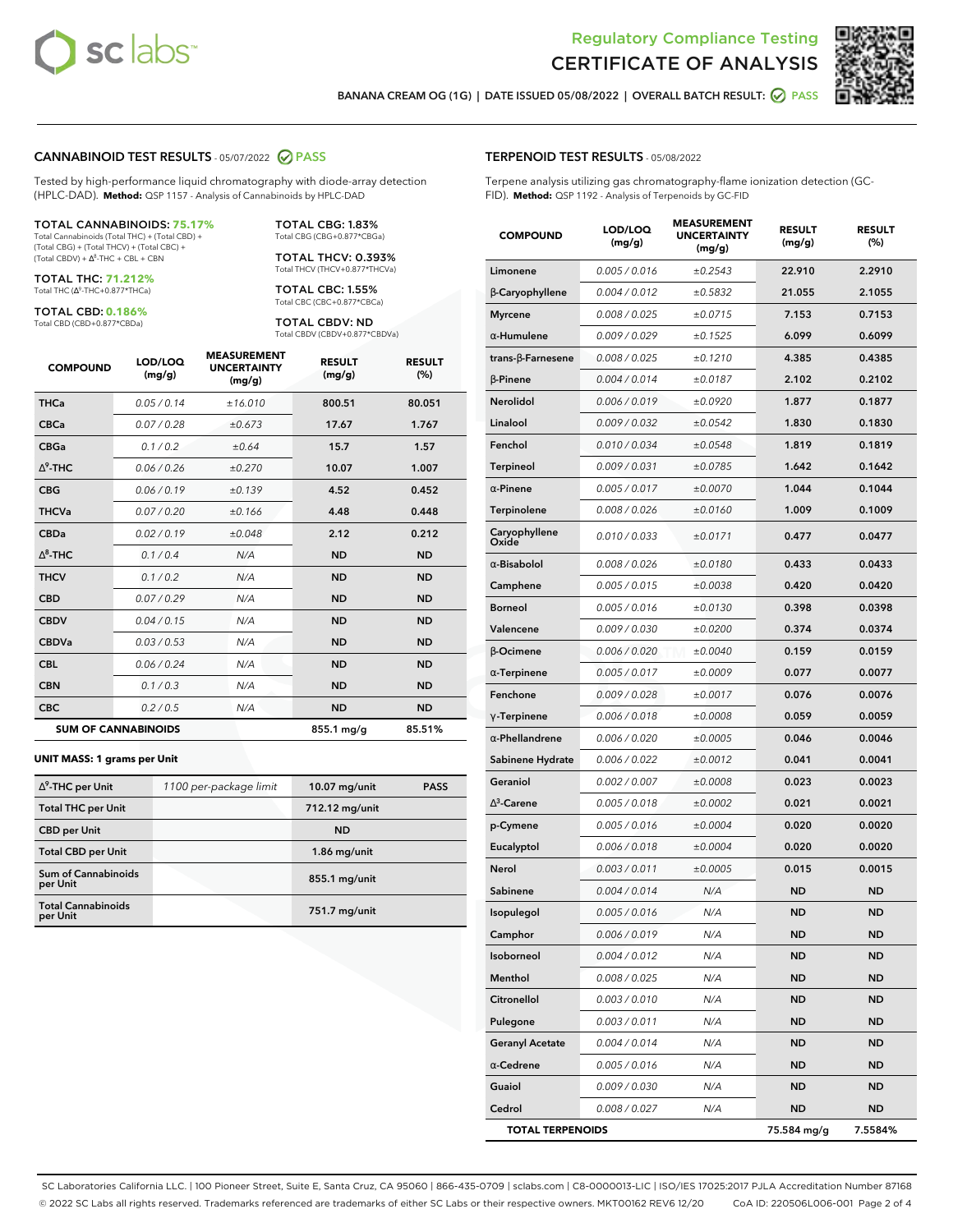Regulatory Compliance Testing
# CERTIFICATE OF ANALYSIS

BANANA CREAM OG (1G) | DATE ISSUED 05/08/2022 | OVERALL BATCH RESULT: PASS

## CANNABINOID TEST RESULTS - 05/07/2022 PASS

Tested by high-performance liquid chromatography with diode-array detection (HPLC-DAD). **Method:** QSP 1157 - Analysis of Cannabinoids by HPLC-DAD

**TOTAL CANNABINOIDS: 75.17%**
Total Cannabinoids (Total THC) + (Total CBD) + (Total CBG) + (Total THCV) + (Total CBC) + (Total CBDV) + $\Delta^8$-THC + CBL + CBN

**TOTAL THC: 71.212%**
Total THC ($\Delta^9$-THC+0.877*THCa)

**TOTAL CBD: 0.186%**
Total CBD (CBD+0.877*CBDa)

**TOTAL CBG: 1.83%**
Total CBG (CBG+0.877*CBGa)

**TOTAL THCV: 0.393%**
Total THCV (THCV+0.877*THCVa)

**TOTAL CBC: 1.55%**
Total CBC (CBC+0.877*CBCa)

**TOTAL CBDV: ND**
Total CBDV (CBDV+0.877*CBDVa)

| COMPOUND | LOD/LOQ (mg/g) | MEASUREMENT UNCERTAINTY (mg/g) | RESULT (mg/g) | RESULT (%) |
|---|---|---|---|---|
| THCa | 0.05 / 0.14 | ±16.010 | 800.51 | 80.051 |
| CBCa | 0.07 / 0.28 | ±0.673 | 17.67 | 1.767 |
| CBGa | 0.1 / 0.2 | ±0.64 | 15.7 | 1.57 |
| $\Delta^9$-THC | 0.06 / 0.26 | ±0.270 | 10.07 | 1.007 |
| CBG | 0.06 / 0.19 | ±0.139 | 4.52 | 0.452 |
| THCVa | 0.07 / 0.20 | ±0.166 | 4.48 | 0.448 |
| CBDa | 0.02 / 0.19 | ±0.048 | 2.12 | 0.212 |
| $\Delta^8$-THC | 0.1 / 0.4 | N/A | ND | ND |
| THCV | 0.1 / 0.2 | N/A | ND | ND |
| CBD | 0.07 / 0.29 | N/A | ND | ND |
| CBDV | 0.04 / 0.15 | N/A | ND | ND |
| CBDVa | 0.03 / 0.53 | N/A | ND | ND |
| CBL | 0.06 / 0.24 | N/A | ND | ND |
| CBN | 0.1 / 0.3 | N/A | ND | ND |
| CBC | 0.2 / 0.5 | N/A | ND | ND |
| **SUM OF CANNABINOIDS** | | | 855.1 mg/g | 85.51% |

**UNIT MASS: 1 grams per Unit**

| | | | |
|---|---|---|---|
| $\Delta^9$-THC per Unit | 1100 per-package limit | 10.07 mg/unit | PASS |
| Total THC per Unit | | 712.12 mg/unit | |
| CBD per Unit | | ND | |
| Total CBD per Unit | | 1.86 mg/unit | |
| Sum of Cannabinoids per Unit | | 855.1 mg/unit | |
| Total Cannabinoids per Unit | | 751.7 mg/unit | |

## TERPENOID TEST RESULTS - 05/08/2022

Terpene analysis utilizing gas chromatography-flame ionization detection (GC-FID). **Method:** QSP 1192 - Analysis of Terpenoids by GC-FID

| COMPOUND | LOD/LOQ (mg/g) | MEASUREMENT UNCERTAINTY (mg/g) | RESULT (mg/g) | RESULT (%) |
|---|---|---|---|---|
| Limonene | 0.005 / 0.016 | ±0.2543 | 22.910 | 2.2910 |
| β-Caryophyllene | 0.004 / 0.012 | ±0.5832 | 21.055 | 2.1055 |
| Myrcene | 0.008 / 0.025 | ±0.0715 | 7.153 | 0.7153 |
| α-Humulene | 0.009 / 0.029 | ±0.1525 | 6.099 | 0.6099 |
| trans-β-Farnesene | 0.008 / 0.025 | ±0.1210 | 4.385 | 0.4385 |
| β-Pinene | 0.004 / 0.014 | ±0.0187 | 2.102 | 0.2102 |
| Nerolidol | 0.006 / 0.019 | ±0.0920 | 1.877 | 0.1877 |
| Linalool | 0.009 / 0.032 | ±0.0542 | 1.830 | 0.1830 |
| Fenchol | 0.010 / 0.034 | ±0.0548 | 1.819 | 0.1819 |
| Terpineol | 0.009 / 0.031 | ±0.0785 | 1.642 | 0.1642 |
| α-Pinene | 0.005 / 0.017 | ±0.0070 | 1.044 | 0.1044 |
| Terpinolene | 0.008 / 0.026 | ±0.0160 | 1.009 | 0.1009 |
| Caryophyllene Oxide | 0.010 / 0.033 | ±0.0171 | 0.477 | 0.0477 |
| α-Bisabolol | 0.008 / 0.026 | ±0.0180 | 0.433 | 0.0433 |
| Camphene | 0.005 / 0.015 | ±0.0038 | 0.420 | 0.0420 |
| Borneol | 0.005 / 0.016 | ±0.0130 | 0.398 | 0.0398 |
| Valencene | 0.009 / 0.030 | ±0.0200 | 0.374 | 0.0374 |
| β-Ocimene | 0.006 / 0.020 | ±0.0040 | 0.159 | 0.0159 |
| α-Terpinene | 0.005 / 0.017 | ±0.0009 | 0.077 | 0.0077 |
| Fenchone | 0.009 / 0.028 | ±0.0017 | 0.076 | 0.0076 |
| γ-Terpinene | 0.006 / 0.018 | ±0.0008 | 0.059 | 0.0059 |
| α-Phellandrene | 0.006 / 0.020 | ±0.0005 | 0.046 | 0.0046 |
| Sabinene Hydrate | 0.006 / 0.022 | ±0.0012 | 0.041 | 0.0041 |
| Geraniol | 0.002 / 0.007 | ±0.0008 | 0.023 | 0.0023 |
| $\Delta^3$-Carene | 0.005 / 0.018 | ±0.0002 | 0.021 | 0.0021 |
| p-Cymene | 0.005 / 0.016 | ±0.0004 | 0.020 | 0.0020 |
| Eucalyptol | 0.006 / 0.018 | ±0.0004 | 0.020 | 0.0020 |
| Nerol | 0.003 / 0.011 | ±0.0005 | 0.015 | 0.0015 |
| Sabinene | 0.004 / 0.014 | N/A | ND | ND |
| Isopulegol | 0.005 / 0.016 | N/A | ND | ND |
| Camphor | 0.006 / 0.019 | N/A | ND | ND |
| Isoborneol | 0.004 / 0.012 | N/A | ND | ND |
| Menthol | 0.008 / 0.025 | N/A | ND | ND |
| Citronellol | 0.003 / 0.010 | N/A | ND | ND |
| Pulegone | 0.003 / 0.011 | N/A | ND | ND |
| Geranyl Acetate | 0.004 / 0.014 | N/A | ND | ND |
| α-Cedrene | 0.005 / 0.016 | N/A | ND | ND |
| Guaiol | 0.009 / 0.030 | N/A | ND | ND |
| Cedrol | 0.008 / 0.027 | N/A | ND | ND |
| **TOTAL TERPENOIDS** | | | 75.584 mg/g | 7.5584% |

SC Laboratories California LLC. | 100 Pioneer Street, Suite E, Santa Cruz, CA 95060 | 866-435-0709 | sclabs.com | C8-0000013-LIC | ISO/IES 17025:2017 PJLA Accreditation Number 87168
© 2022 SC Labs all rights reserved. Trademarks referenced are trademarks of either SC Labs or their respective owners. MKT00162 REV6 12/20 CoA ID: 220506L006-001